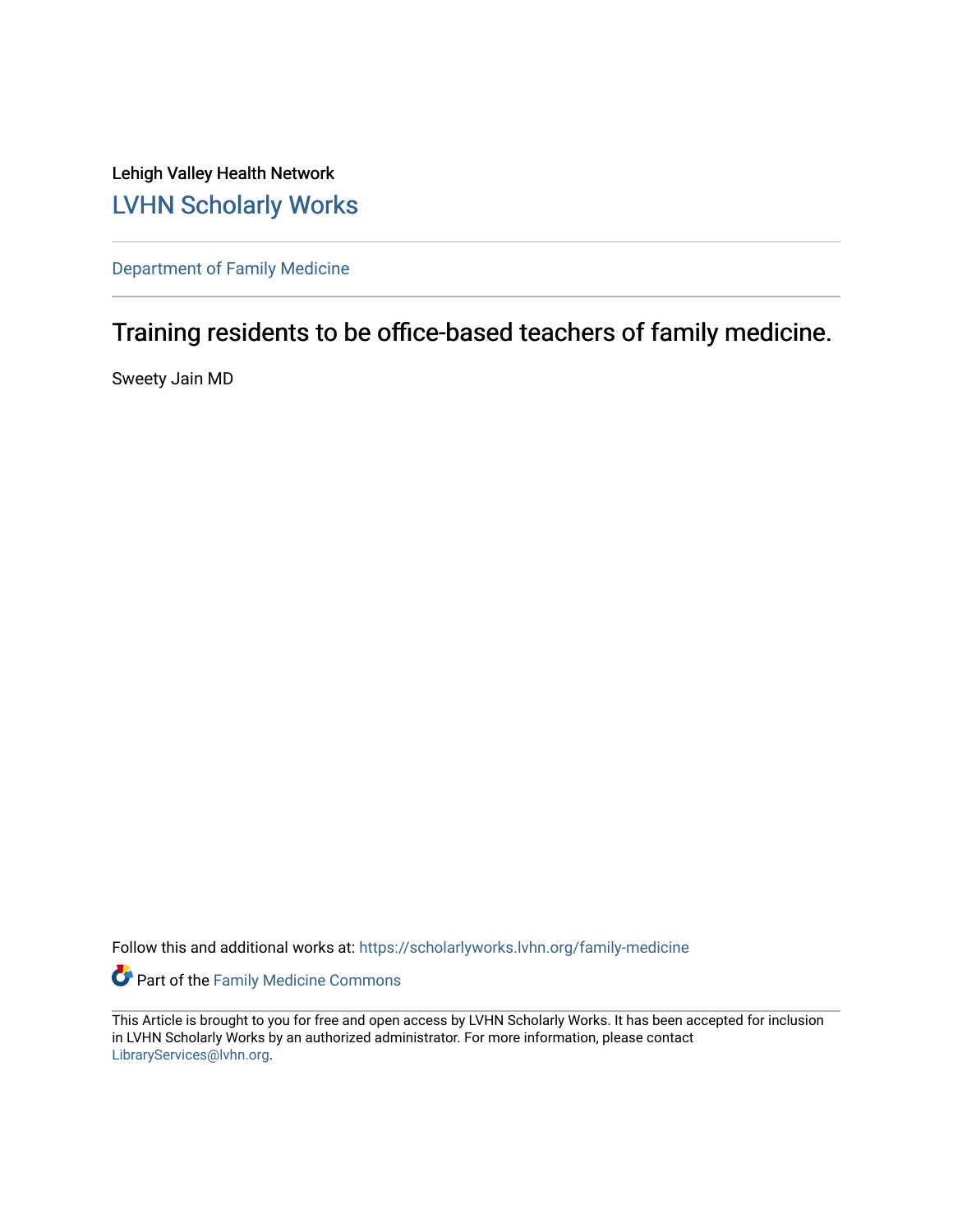Lehigh Valley Health Network

LVHN Scholarly Works

---

Department of Family Medicine

---

# Training residents to be office-based teachers of family medicine.

Sweety Jain MD

Follow this and additional works at: https://scholarlyworks.lvhn.org/family-medicine

Part of the Family Medicine Commons

---

This Article is brought to you for free and open access by LVHN Scholarly Works. It has been accepted for inclusion in LVHN Scholarly Works by an authorized administrator. For more information, please contact LibraryServices@lvhn.org.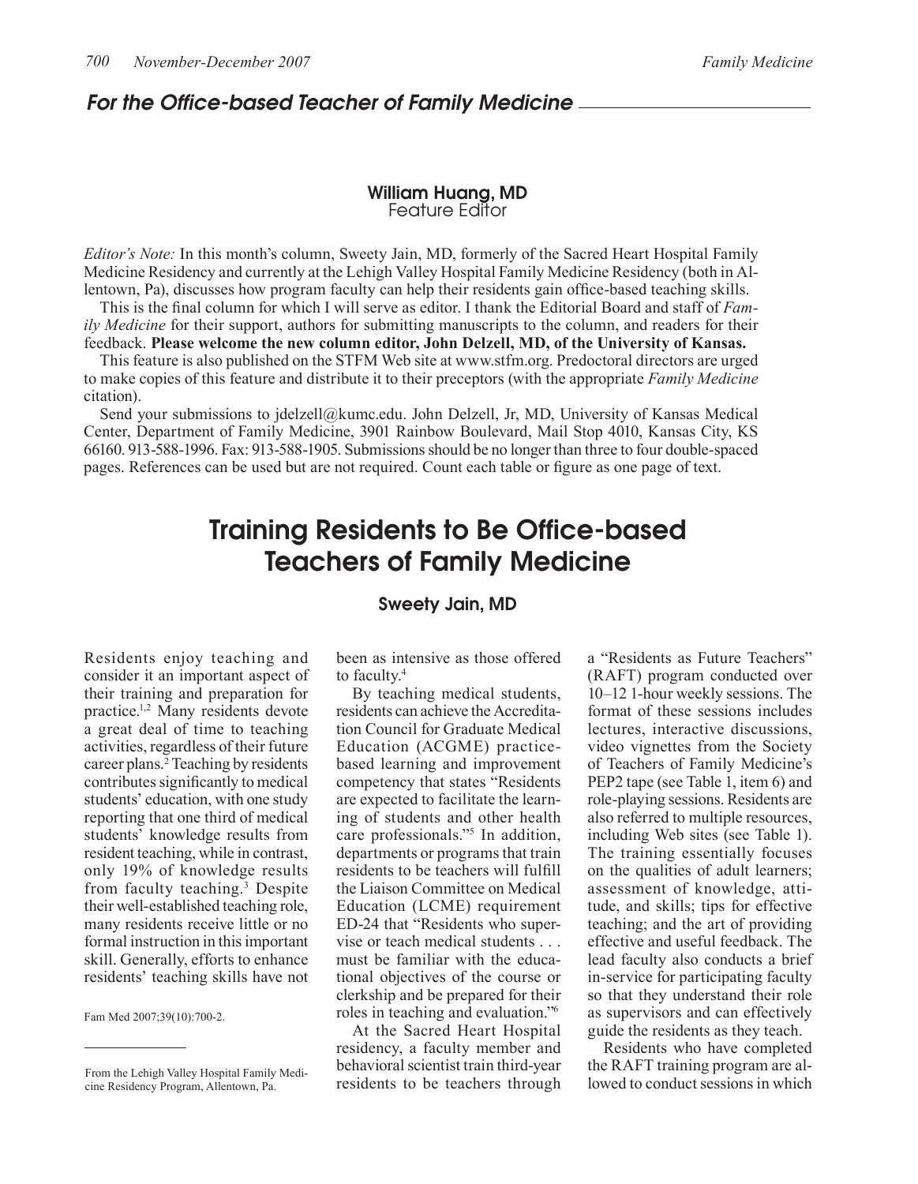## For the Office-based Teacher of Family Medicine

**William Huang, MD**
Feature Editor

*Editor's Note:* In this month's column, Sweety Jain, MD, formerly of the Sacred Heart Hospital Family Medicine Residency and currently at the Lehigh Valley Hospital Family Medicine Residency (both in Allentown, Pa), discusses how program faculty can help their residents gain office-based teaching skills.

This is the final column for which I will serve as editor. I thank the Editorial Board and staff of *Family Medicine* for their support, authors for submitting manuscripts to the column, and readers for their feedback. **Please welcome the new column editor, John Delzell, MD, of the University of Kansas.**

This feature is also published on the STFM Web site at www.stfm.org. Predoctoral directors are urged to make copies of this feature and distribute it to their preceptors (with the appropriate *Family Medicine* citation).

Send your submissions to jdelzell@kumc.edu. John Delzell, Jr, MD, University of Kansas Medical Center, Department of Family Medicine, 3901 Rainbow Boulevard, Mail Stop 4010, Kansas City, KS 66160. 913-588-1996. Fax: 913-588-1905. Submissions should be no longer than three to four double-spaced pages. References can be used but are not required. Count each table or figure as one page of text.

# Training Residents to Be Office-based Teachers of Family Medicine

**Sweety Jain, MD**

Residents enjoy teaching and consider it an important aspect of their training and preparation for practice.[1,2] Many residents devote a great deal of time to teaching activities, regardless of their future career plans.[2] Teaching by residents contributes significantly to medical students' education, with one study reporting that one third of medical students' knowledge results from resident teaching, while in contrast, only 19% of knowledge results from faculty teaching.[3] Despite their well-established teaching role, many residents receive little or no formal instruction in this important skill. Generally, efforts to enhance residents' teaching skills have not been as intensive as those offered to faculty.[4]

By teaching medical students, residents can achieve the Accreditation Council for Graduate Medical Education (ACGME) practice-based learning and improvement competency that states "Residents are expected to facilitate the learning of students and other health care professionals."[5] In addition, departments or programs that train residents to be teachers will fulfill the Liaison Committee on Medical Education (LCME) requirement ED-24 that "Residents who supervise or teach medical students . . . must be familiar with the educational objectives of the course or clerkship and be prepared for their roles in teaching and evaluation."[6]

At the Sacred Heart Hospital residency, a faculty member and behavioral scientist train third-year residents to be teachers through a "Residents as Future Teachers" (RAFT) program conducted over 10–12 1-hour weekly sessions. The format of these sessions includes lectures, interactive discussions, video vignettes from the Society of Teachers of Family Medicine's PEP2 tape (see Table 1, item 6) and role-playing sessions. Residents are also referred to multiple resources, including Web sites (see Table 1). The training essentially focuses on the qualities of adult learners; assessment of knowledge, attitude, and skills; tips for effective teaching; and the art of providing effective and useful feedback. The lead faculty also conducts a brief in-service for participating faculty so that they understand their role as supervisors and can effectively guide the residents as they teach.

Residents who have completed the RAFT training program are allowed to conduct sessions in which

Fam Med 2007;39(10):700-2.

From the Lehigh Valley Hospital Family Medicine Residency Program, Allentown, Pa.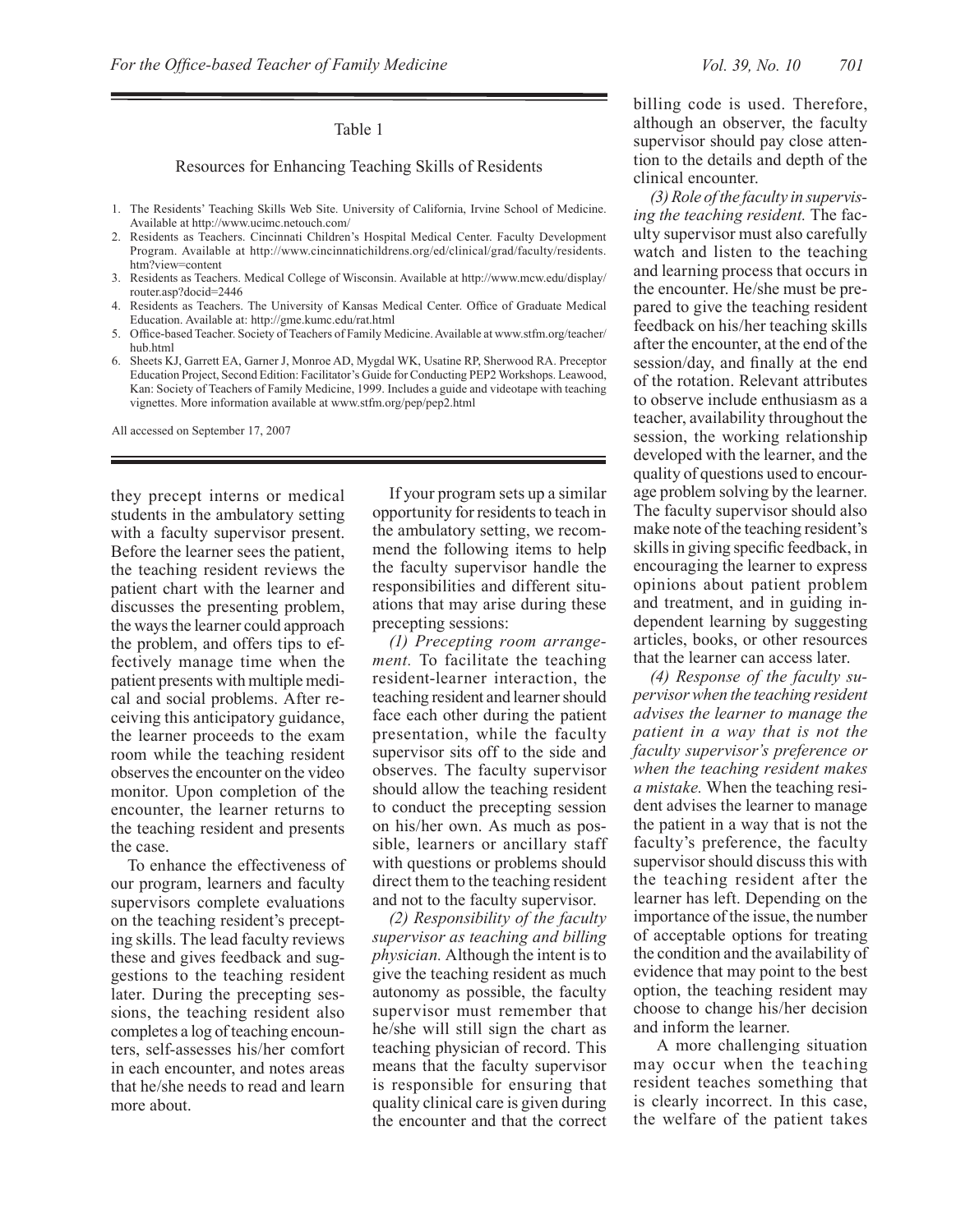Table 1

Resources for Enhancing Teaching Skills of Residents

1. The Residents' Teaching Skills Web Site. University of California, Irvine School of Medicine. Available at http://www.ucimc.netouch.com/
2. Residents as Teachers. Cincinnati Children's Hospital Medical Center. Faculty Development Program. Available at http://www.cincinnatichildrens.org/ed/clinical/grad/faculty/residents.htm?view=content
3. Residents as Teachers. Medical College of Wisconsin. Available at http://www.mcw.edu/display/router.asp?docid=2446
4. Residents as Teachers. The University of Kansas Medical Center. Office of Graduate Medical Education. Available at: http://gme.kumc.edu/rat.html
5. Office-based Teacher. Society of Teachers of Family Medicine. Available at www.stfm.org/teacher/hub.html
6. Sheets KJ, Garrett EA, Garner J, Monroe AD, Mygdal WK, Usatine RP, Sherwood RA. Preceptor Education Project, Second Edition: Facilitator's Guide for Conducting PEP2 Workshops. Leawood, Kan: Society of Teachers of Family Medicine, 1999. Includes a guide and videotape with teaching vignettes. More information available at www.stfm.org/pep/pep2.html

All accessed on September 17, 2007

they precept interns or medical students in the ambulatory setting with a faculty supervisor present. Before the learner sees the patient, the teaching resident reviews the patient chart with the learner and discusses the presenting problem, the ways the learner could approach the problem, and offers tips to effectively manage time when the patient presents with multiple medical and social problems. After receiving this anticipatory guidance, the learner proceeds to the exam room while the teaching resident observes the encounter on the video monitor. Upon completion of the encounter, the learner returns to the teaching resident and presents the case.

To enhance the effectiveness of our program, learners and faculty supervisors complete evaluations on the teaching resident's precepting skills. The lead faculty reviews these and gives feedback and suggestions to the teaching resident later. During the precepting sessions, the teaching resident also completes a log of teaching encounters, self-assesses his/her comfort in each encounter, and notes areas that he/she needs to read and learn more about.

If your program sets up a similar opportunity for residents to teach in the ambulatory setting, we recommend the following items to help the faculty supervisor handle the responsibilities and different situations that may arise during these precepting sessions:

*(1) Precepting room arrangement.* To facilitate the teaching resident-learner interaction, the teaching resident and learner should face each other during the patient presentation, while the faculty supervisor sits off to the side and observes. The faculty supervisor should allow the teaching resident to conduct the precepting session on his/her own. As much as possible, learners or ancillary staff with questions or problems should direct them to the teaching resident and not to the faculty supervisor.

*(2) Responsibility of the faculty supervisor as teaching and billing physician.* Although the intent is to give the teaching resident as much autonomy as possible, the faculty supervisor must remember that he/she will still sign the chart as teaching physician of record. This means that the faculty supervisor is responsible for ensuring that quality clinical care is given during the encounter and that the correct billing code is used. Therefore, although an observer, the faculty supervisor should pay close attention to the details and depth of the clinical encounter.

*(3) Role of the faculty in supervising the teaching resident.* The faculty supervisor must also carefully watch and listen to the teaching and learning process that occurs in the encounter. He/she must be prepared to give the teaching resident feedback on his/her teaching skills after the encounter, at the end of the session/day, and finally at the end of the rotation. Relevant attributes to observe include enthusiasm as a teacher, availability throughout the session, the working relationship developed with the learner, and the quality of questions used to encourage problem solving by the learner. The faculty supervisor should also make note of the teaching resident's skills in giving specific feedback, in encouraging the learner to express opinions about patient problem and treatment, and in guiding independent learning by suggesting articles, books, or other resources that the learner can access later.

*(4) Response of the faculty supervisor when the teaching resident advises the learner to manage the patient in a way that is not the faculty supervisor's preference or when the teaching resident makes a mistake.* When the teaching resident advises the learner to manage the patient in a way that is not the faculty's preference, the faculty supervisor should discuss this with the teaching resident after the learner has left. Depending on the importance of the issue, the number of acceptable options for treating the condition and the availability of evidence that may point to the best option, the teaching resident may choose to change his/her decision and inform the learner.

A more challenging situation may occur when the teaching resident teaches something that is clearly incorrect. In this case, the welfare of the patient takes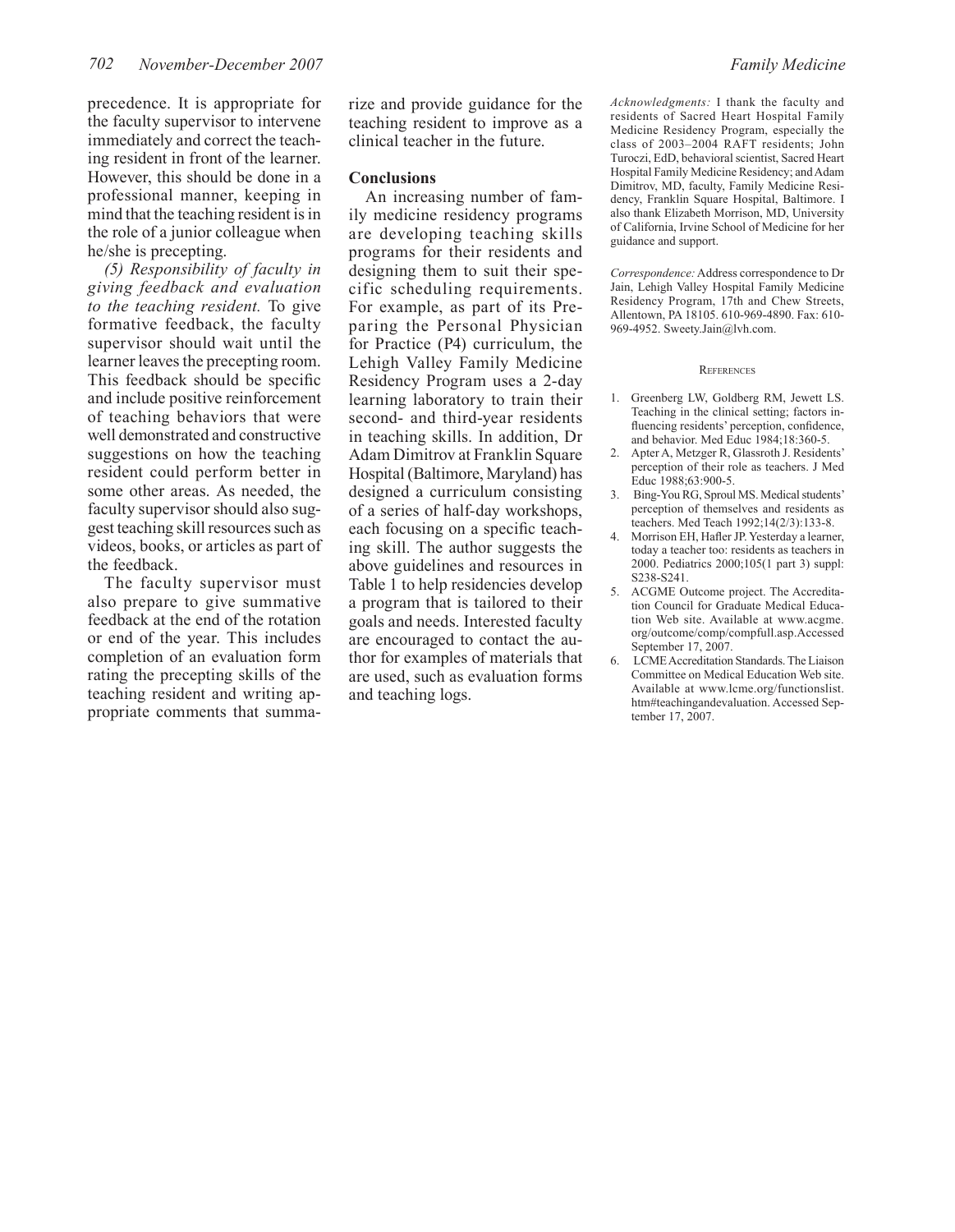precedence. It is appropriate for the faculty supervisor to intervene immediately and correct the teaching resident in front of the learner. However, this should be done in a professional manner, keeping in mind that the teaching resident is in the role of a junior colleague when he/she is precepting.

*(5) Responsibility of faculty in giving feedback and evaluation to the teaching resident.* To give formative feedback, the faculty supervisor should wait until the learner leaves the precepting room. This feedback should be specific and include positive reinforcement of teaching behaviors that were well demonstrated and constructive suggestions on how the teaching resident could perform better in some other areas. As needed, the faculty supervisor should also suggest teaching skill resources such as videos, books, or articles as part of the feedback.

The faculty supervisor must also prepare to give summative feedback at the end of the rotation or end of the year. This includes completion of an evaluation form rating the precepting skills of the teaching resident and writing appropriate comments that summarize and provide guidance for the teaching resident to improve as a clinical teacher in the future.

## Conclusions

An increasing number of family medicine residency programs are developing teaching skills programs for their residents and designing them to suit their specific scheduling requirements. For example, as part of its Preparing the Personal Physician for Practice (P4) curriculum, the Lehigh Valley Family Medicine Residency Program uses a 2-day learning laboratory to train their second- and third-year residents in teaching skills. In addition, Dr Adam Dimitrov at Franklin Square Hospital (Baltimore, Maryland) has designed a curriculum consisting of a series of half-day workshops, each focusing on a specific teaching skill. The author suggests the above guidelines and resources in Table 1 to help residencies develop a program that is tailored to their goals and needs. Interested faculty are encouraged to contact the author for examples of materials that are used, such as evaluation forms and teaching logs.

*Acknowledgments:* I thank the faculty and residents of Sacred Heart Hospital Family Medicine Residency Program, especially the class of 2003–2004 RAFT residents; John Turoczi, EdD, behavioral scientist, Sacred Heart Hospital Family Medicine Residency; and Adam Dimitrov, MD, faculty, Family Medicine Residency, Franklin Square Hospital, Baltimore. I also thank Elizabeth Morrison, MD, University of California, Irvine School of Medicine for her guidance and support.

*Correspondence:* Address correspondence to Dr Jain, Lehigh Valley Hospital Family Medicine Residency Program, 17th and Chew Streets, Allentown, PA 18105. 610-969-4890. Fax: 610-969-4952. Sweety.Jain@lvh.com.

## References

1. Greenberg LW, Goldberg RM, Jewett LS. Teaching in the clinical setting; factors influencing residents' perception, confidence, and behavior. Med Educ 1984;18:360-5.
2. Apter A, Metzger R, Glassroth J. Residents' perception of their role as teachers. J Med Educ 1988;63:900-5.
3. Bing-You RG, Sproul MS. Medical students' perception of themselves and residents as teachers. Med Teach 1992;14(2/3):133-8.
4. Morrison EH, Hafler JP. Yesterday a learner, today a teacher too: residents as teachers in 2000. Pediatrics 2000;105(1 part 3) suppl: S238-S241.
5. ACGME Outcome project. The Accreditation Council for Graduate Medical Education Web site. Available at www.acgme.org/outcome/comp/compfull.asp.Accessed September 17, 2007.
6. LCME Accreditation Standards. The Liaison Committee on Medical Education Web site. Available at www.lcme.org/functionslist.htm#teachingandevaluation. Accessed September 17, 2007.